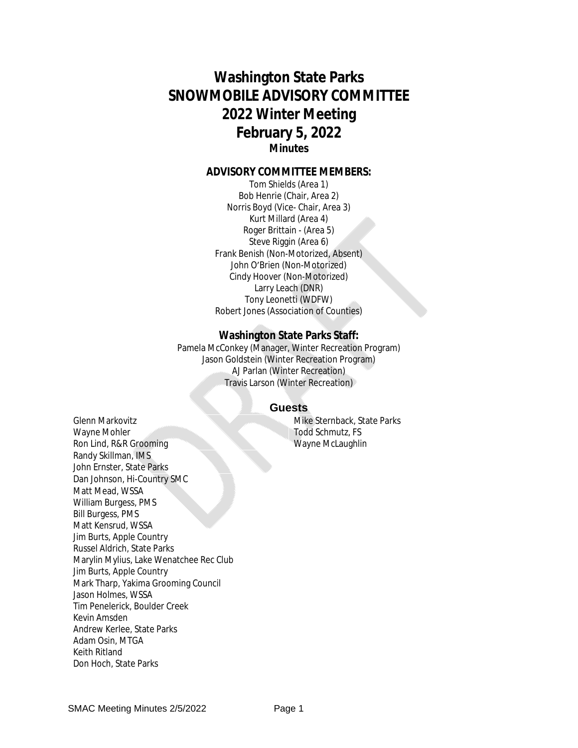# Washington State Parks
# SNOWMOBILE ADVISORY COMMITTEE
# 2022 Winter Meeting
# February 5, 2022
**Minutes**

## ADVISORY COMMITTEE MEMBERS:

Tom Shields (Area 1)
Bob Henrie (Chair, Area 2)
Norris Boyd (Vice- Chair, Area 3)
Kurt Millard (Area 4)
Roger Brittain - (Area 5)
Steve Riggin (Area 6)
Frank Benish (Non-Motorized, Absent)
John O'Brien (Non-Motorized)
Cindy Hoover (Non-Motorized)
Larry Leach (DNR)
Tony Leonetti (WDFW)
Robert Jones (Association of Counties)

## Washington State Parks Staff:

Pamela McConkey (Manager, Winter Recreation Program)
Jason Goldstein (Winter Recreation Program)
AJ Parlan (Winter Recreation)
Travis Larson (Winter Recreation)

## Guests

Glenn Markovitz
Wayne Mohler
Ron Lind, R&R Grooming
Randy Skillman, IMS
John Ernster, State Parks
Dan Johnson, Hi-Country SMC
Matt Mead, WSSA
William Burgess, PMS
Bill Burgess, PMS
Matt Kensrud, WSSA
Jim Burts, Apple Country
Russel Aldrich, State Parks
Marylin Mylius, Lake Wenatchee Rec Club
Jim Burts, Apple Country
Mark Tharp, Yakima Grooming Council
Jason Holmes, WSSA
Tim Penelerick, Boulder Creek
Kevin Amsden
Andrew Kerlee, State Parks
Adam Osin, MTGA
Keith Ritland
Don Hoch, State Parks
Mike Sternback, State Parks
Todd Schmutz, FS
Wayne McLaughlin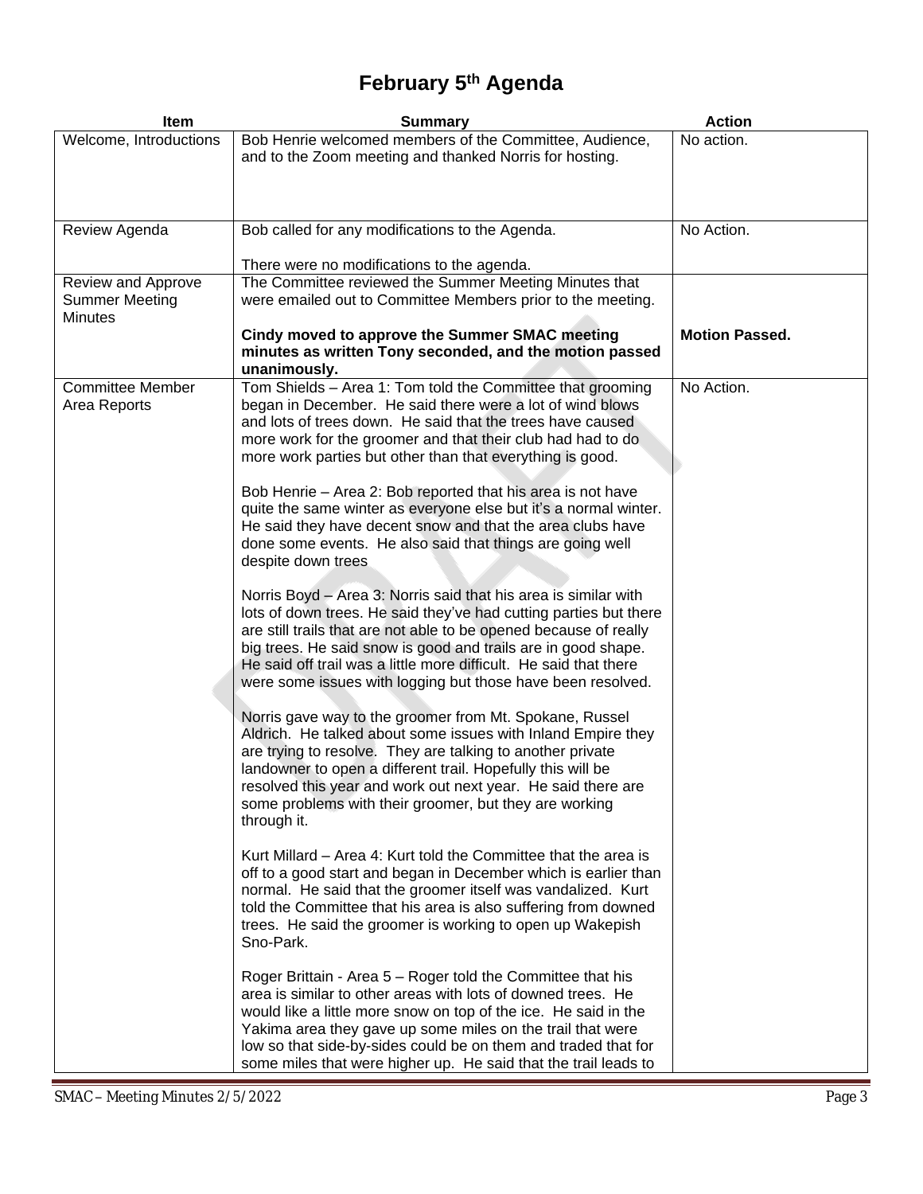# February 5th Agenda

| Item | Summary | Action |
|---|---|---|
| Welcome, Introductions | Bob Henrie welcomed members of the Committee, Audience, and to the Zoom meeting and thanked Norris for hosting. | No action. |
| Review Agenda | Bob called for any modifications to the Agenda.<br><br>There were no modifications to the agenda. | No Action. |
| Review and Approve Summer Meeting Minutes | The Committee reviewed the Summer Meeting Minutes that were emailed out to Committee Members prior to the meeting.<br><br>**Cindy moved to approve the Summer SMAC meeting minutes as written Tony seconded, and the motion passed unanimously.** | **Motion Passed.** |
| Committee Member Area Reports | Tom Shields – Area 1: Tom told the Committee that grooming began in December. He said there were a lot of wind blows and lots of trees down. He said that the trees have caused more work for the groomer and that their club had had to do more work parties but other than that everything is good.<br><br>Bob Henrie – Area 2: Bob reported that his area is not have quite the same winter as everyone else but it's a normal winter. He said they have decent snow and that the area clubs have done some events. He also said that things are going well despite down trees<br><br>Norris Boyd – Area 3: Norris said that his area is similar with lots of down trees. He said they've had cutting parties but there are still trails that are not able to be opened because of really big trees. He said snow is good and trails are in good shape. He said off trail was a little more difficult. He said that there were some issues with logging but those have been resolved.<br><br>Norris gave way to the groomer from Mt. Spokane, Russel Aldrich. He talked about some issues with Inland Empire they are trying to resolve. They are talking to another private landowner to open a different trail. Hopefully this will be resolved this year and work out next year. He said there are some problems with their groomer, but they are working through it.<br><br>Kurt Millard – Area 4: Kurt told the Committee that the area is off to a good start and began in December which is earlier than normal. He said that the groomer itself was vandalized. Kurt told the Committee that his area is also suffering from downed trees. He said the groomer is working to open up Wakepish Sno-Park.<br><br>Roger Brittain - Area 5 – Roger told the Committee that his area is similar to other areas with lots of downed trees. He would like a little more snow on top of the ice. He said in the Yakima area they gave up some miles on the trail that were low so that side-by-sides could be on them and traded that for some miles that were higher up. He said that the trail leads to | No Action. |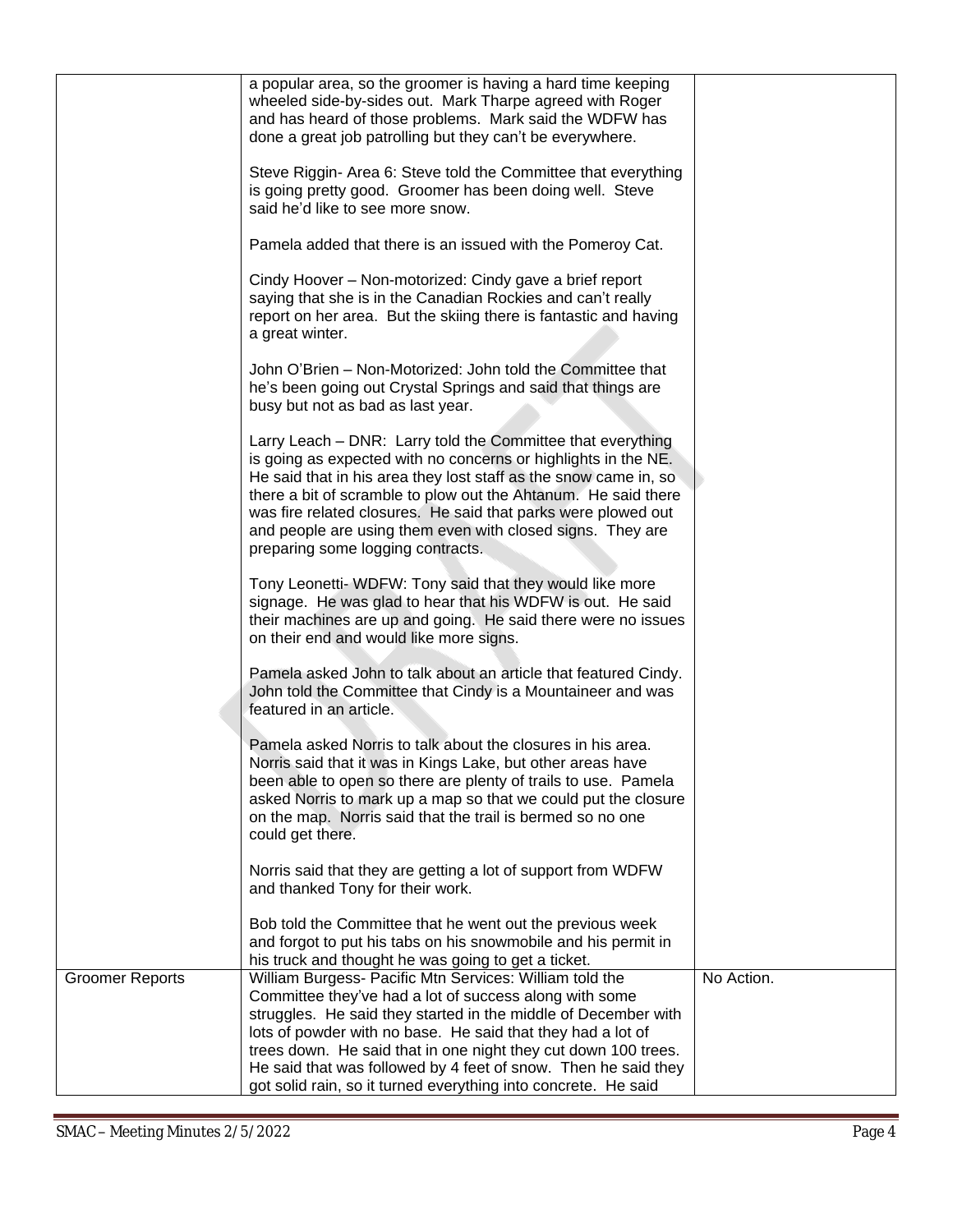| | | |
|---|---|---|
| | a popular area, so the groomer is having a hard time keeping wheeled side-by-sides out. Mark Tharpe agreed with Roger and has heard of those problems. Mark said the WDFW has done a great job patrolling but they can't be everywhere.<br><br>Steve Riggin- Area 6: Steve told the Committee that everything is going pretty good. Groomer has been doing well. Steve said he'd like to see more snow.<br><br>Pamela added that there is an issued with the Pomeroy Cat.<br><br>Cindy Hoover – Non-motorized: Cindy gave a brief report saying that she is in the Canadian Rockies and can't really report on her area. But the skiing there is fantastic and having a great winter.<br><br>John O'Brien – Non-Motorized: John told the Committee that he's been going out Crystal Springs and said that things are busy but not as bad as last year.<br><br>Larry Leach – DNR: Larry told the Committee that everything is going as expected with no concerns or highlights in the NE. He said that in his area they lost staff as the snow came in, so there a bit of scramble to plow out the Ahtanum. He said there was fire related closures. He said that parks were plowed out and people are using them even with closed signs. They are preparing some logging contracts.<br><br>Tony Leonetti- WDFW: Tony said that they would like more signage. He was glad to hear that his WDFW is out. He said their machines are up and going. He said there were no issues on their end and would like more signs.<br><br>Pamela asked John to talk about an article that featured Cindy. John told the Committee that Cindy is a Mountaineer and was featured in an article.<br><br>Pamela asked Norris to talk about the closures in his area. Norris said that it was in Kings Lake, but other areas have been able to open so there are plenty of trails to use. Pamela asked Norris to mark up a map so that we could put the closure on the map. Norris said that the trail is bermed so no one could get there.<br><br>Norris said that they are getting a lot of support from WDFW and thanked Tony for their work.<br><br>Bob told the Committee that he went out the previous week and forgot to put his tabs on his snowmobile and his permit in his truck and thought he was going to get a ticket. | |
| Groomer Reports | William Burgess- Pacific Mtn Services: William told the Committee they've had a lot of success along with some struggles. He said they started in the middle of December with lots of powder with no base. He said that they had a lot of trees down. He said that in one night they cut down 100 trees. He said that was followed by 4 feet of snow. Then he said they got solid rain, so it turned everything into concrete. He said | No Action. |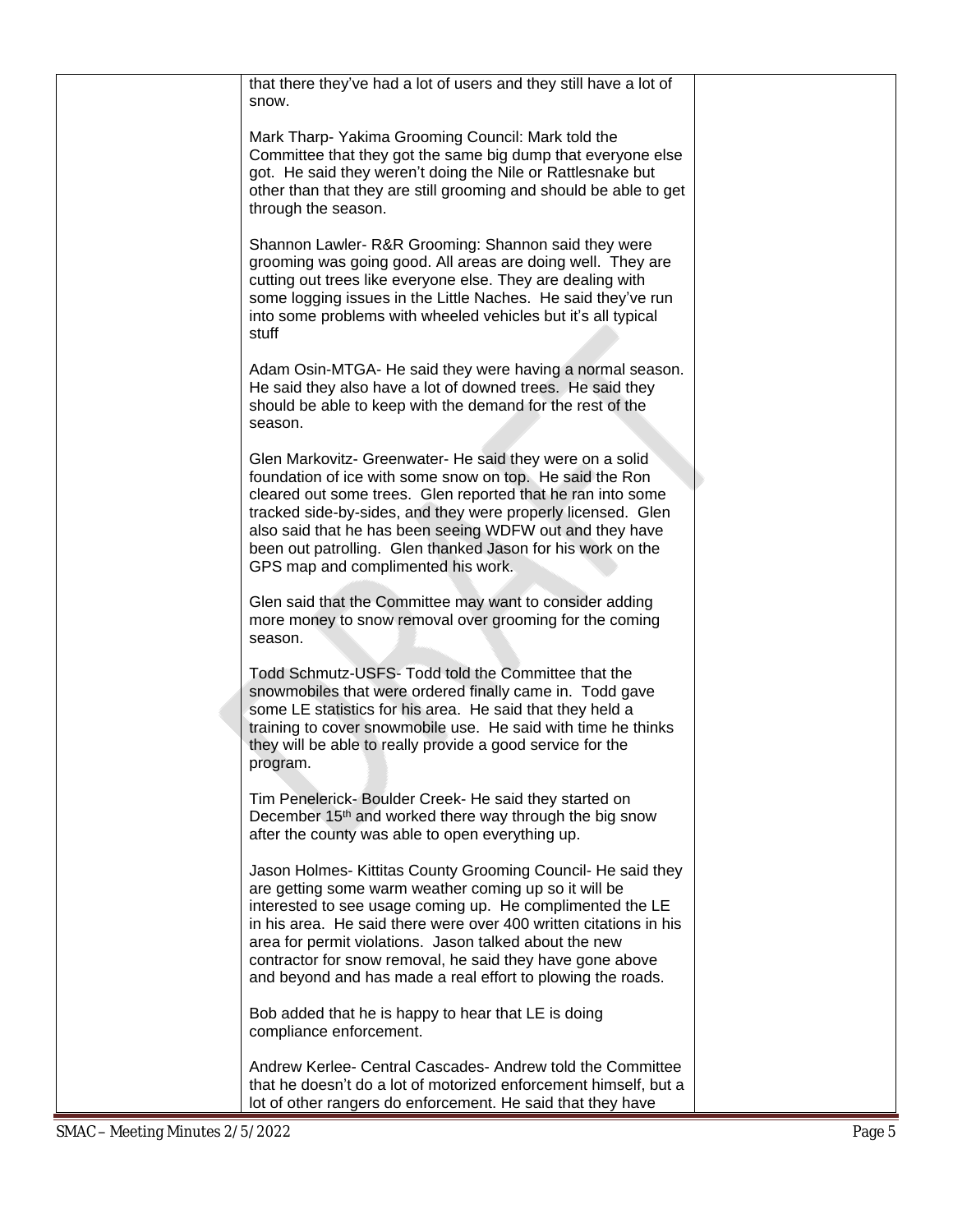that there they've had a lot of users and they still have a lot of snow.

Mark Tharp- Yakima Grooming Council: Mark told the Committee that they got the same big dump that everyone else got. He said they weren't doing the Nile or Rattlesnake but other than that they are still grooming and should be able to get through the season.

Shannon Lawler- R&R Grooming: Shannon said they were grooming was going good. All areas are doing well. They are cutting out trees like everyone else. They are dealing with some logging issues in the Little Naches. He said they've run into some problems with wheeled vehicles but it's all typical stuff

Adam Osin-MTGA- He said they were having a normal season. He said they also have a lot of downed trees. He said they should be able to keep with the demand for the rest of the season.

Glen Markovitz- Greenwater- He said they were on a solid foundation of ice with some snow on top. He said the Ron cleared out some trees. Glen reported that he ran into some tracked side-by-sides, and they were properly licensed. Glen also said that he has been seeing WDFW out and they have been out patrolling. Glen thanked Jason for his work on the GPS map and complimented his work.

Glen said that the Committee may want to consider adding more money to snow removal over grooming for the coming season.

Todd Schmutz-USFS- Todd told the Committee that the snowmobiles that were ordered finally came in. Todd gave some LE statistics for his area. He said that they held a training to cover snowmobile use. He said with time he thinks they will be able to really provide a good service for the program.

Tim Penelerick- Boulder Creek- He said they started on December 15th and worked there way through the big snow after the county was able to open everything up.

Jason Holmes- Kittitas County Grooming Council- He said they are getting some warm weather coming up so it will be interested to see usage coming up. He complimented the LE in his area. He said there were over 400 written citations in his area for permit violations. Jason talked about the new contractor for snow removal, he said they have gone above and beyond and has made a real effort to plowing the roads.

Bob added that he is happy to hear that LE is doing compliance enforcement.

Andrew Kerlee- Central Cascades- Andrew told the Committee that he doesn't do a lot of motorized enforcement himself, but a lot of other rangers do enforcement. He said that they have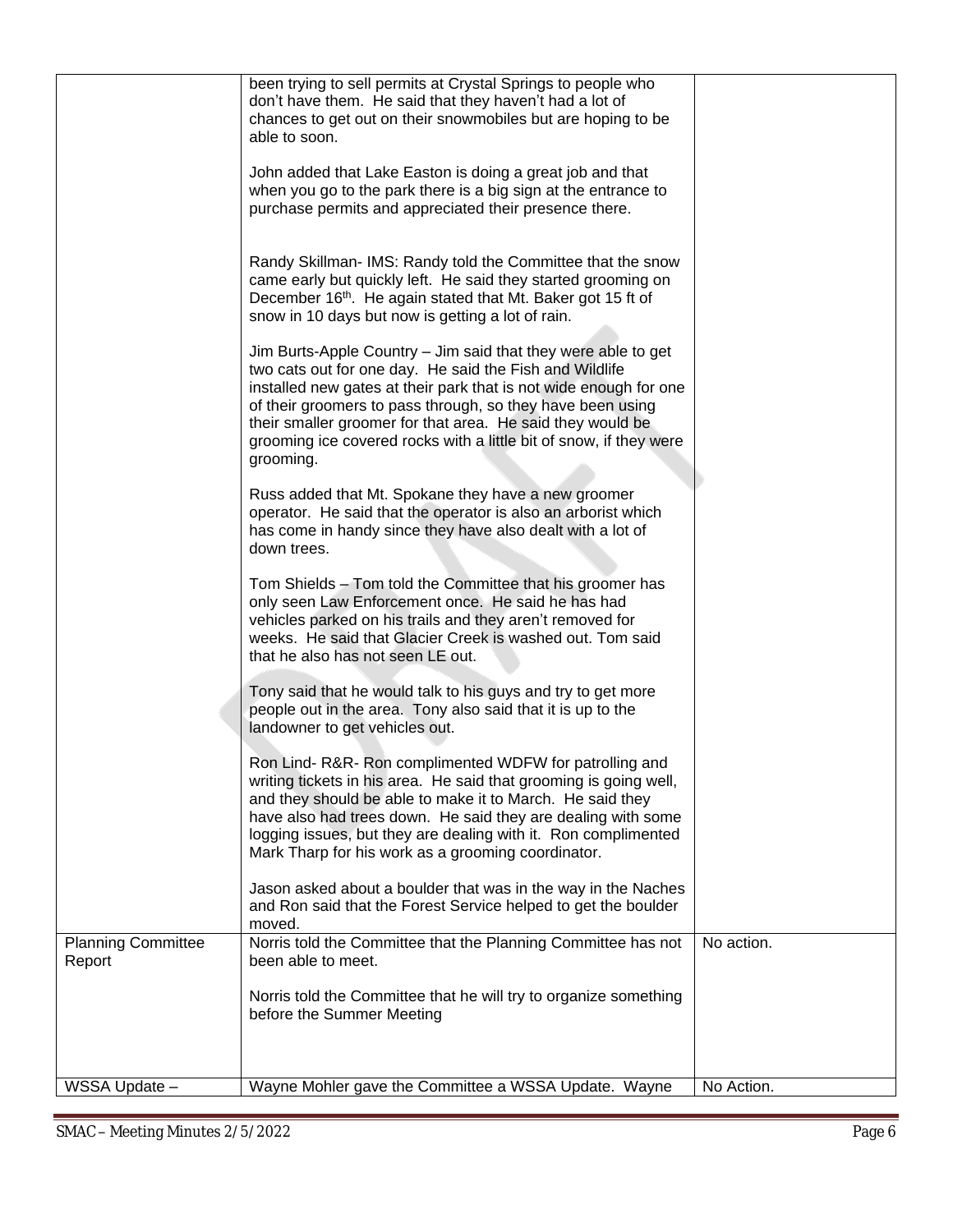| | | |
|---|---|---|
| | been trying to sell permits at Crystal Springs to people who don't have them. He said that they haven't had a lot of chances to get out on their snowmobiles but are hoping to be able to soon.<br><br>John added that Lake Easton is doing a great job and that when you go to the park there is a big sign at the entrance to purchase permits and appreciated their presence there.<br><br>Randy Skillman- IMS: Randy told the Committee that the snow came early but quickly left. He said they started grooming on December 16th. He again stated that Mt. Baker got 15 ft of snow in 10 days but now is getting a lot of rain.<br><br>Jim Burts-Apple Country – Jim said that they were able to get two cats out for one day. He said the Fish and Wildlife installed new gates at their park that is not wide enough for one of their groomers to pass through, so they have been using their smaller groomer for that area. He said they would be grooming ice covered rocks with a little bit of snow, if they were grooming.<br><br>Russ added that Mt. Spokane they have a new groomer operator. He said that the operator is also an arborist which has come in handy since they have also dealt with a lot of down trees.<br><br>Tom Shields – Tom told the Committee that his groomer has only seen Law Enforcement once. He said he has had vehicles parked on his trails and they aren't removed for weeks. He said that Glacier Creek is washed out. Tom said that he also has not seen LE out.<br><br>Tony said that he would talk to his guys and try to get more people out in the area. Tony also said that it is up to the landowner to get vehicles out.<br><br>Ron Lind- R&R- Ron complimented WDFW for patrolling and writing tickets in his area. He said that grooming is going well, and they should be able to make it to March. He said they have also had trees down. He said they are dealing with some logging issues, but they are dealing with it. Ron complimented Mark Tharp for his work as a grooming coordinator.<br><br>Jason asked about a boulder that was in the way in the Naches and Ron said that the Forest Service helped to get the boulder moved. | |
| Planning Committee Report | Norris told the Committee that the Planning Committee has not been able to meet.<br><br>Norris told the Committee that he will try to organize something before the Summer Meeting | No action. |
| WSSA Update – | Wayne Mohler gave the Committee a WSSA Update. Wayne | No Action. |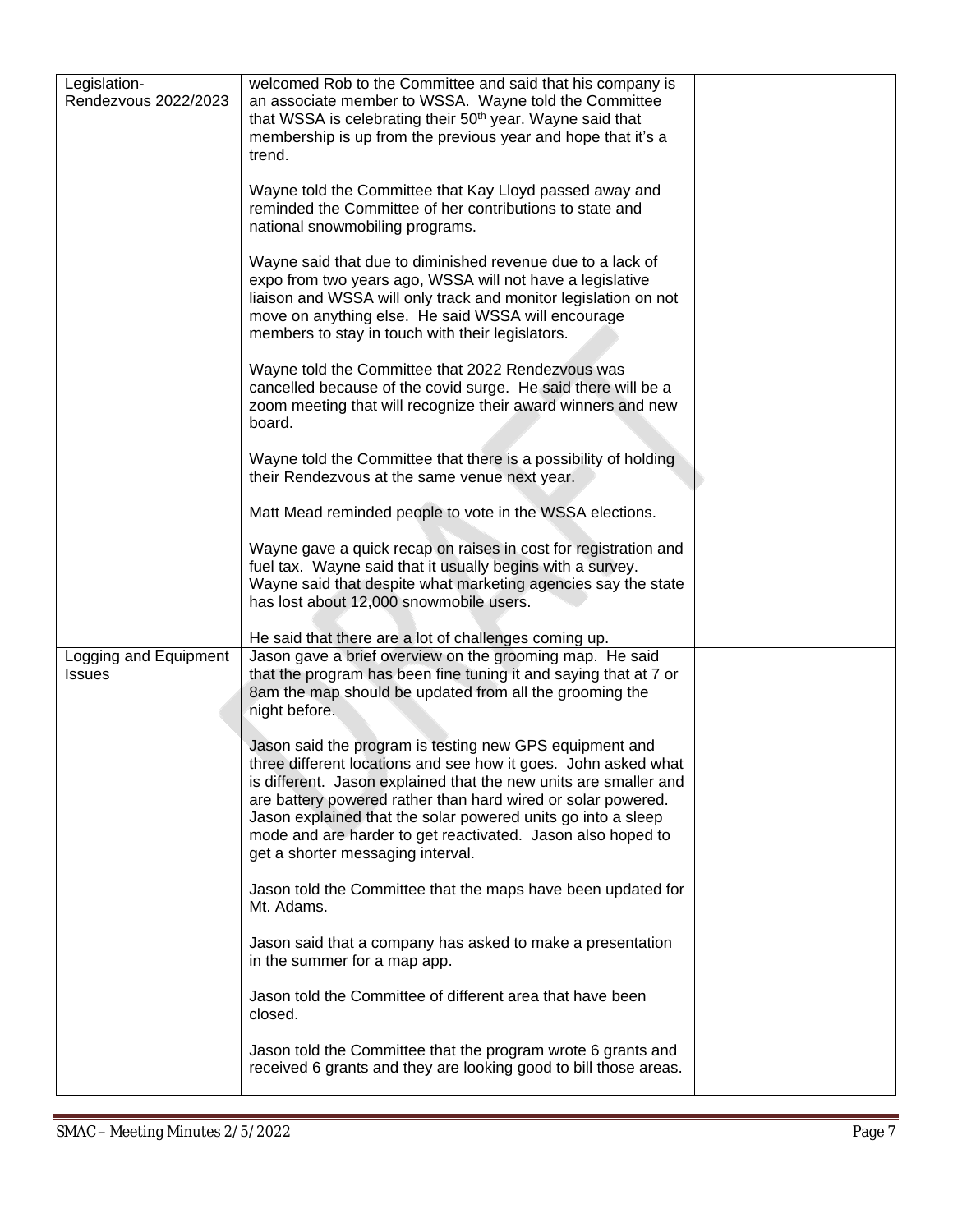| Legislation- Rendezvous 2022/2023 | welcomed Rob to the Committee and said that his company is an associate member to WSSA. Wayne told the Committee that WSSA is celebrating their 50th year. Wayne said that membership is up from the previous year and hope that it's a trend.<br><br>Wayne told the Committee that Kay Lloyd passed away and reminded the Committee of her contributions to state and national snowmobiling programs.<br><br>Wayne said that due to diminished revenue due to a lack of expo from two years ago, WSSA will not have a legislative liaison and WSSA will only track and monitor legislation on not move on anything else. He said WSSA will encourage members to stay in touch with their legislators.<br><br>Wayne told the Committee that 2022 Rendezvous was cancelled because of the covid surge. He said there will be a zoom meeting that will recognize their award winners and new board.<br><br>Wayne told the Committee that there is a possibility of holding their Rendezvous at the same venue next year.<br><br>Matt Mead reminded people to vote in the WSSA elections.<br><br>Wayne gave a quick recap on raises in cost for registration and fuel tax. Wayne said that it usually begins with a survey. Wayne said that despite what marketing agencies say the state has lost about 12,000 snowmobile users.<br><br>He said that there are a lot of challenges coming up. | |
|---|---|---|
| Logging and Equipment Issues | Jason gave a brief overview on the grooming map. He said that the program has been fine tuning it and saying that at 7 or 8am the map should be updated from all the grooming the night before.<br><br>Jason said the program is testing new GPS equipment and three different locations and see how it goes. John asked what is different. Jason explained that the new units are smaller and are battery powered rather than hard wired or solar powered. Jason explained that the solar powered units go into a sleep mode and are harder to get reactivated. Jason also hoped to get a shorter messaging interval.<br><br>Jason told the Committee that the maps have been updated for Mt. Adams.<br><br>Jason said that a company has asked to make a presentation in the summer for a map app.<br><br>Jason told the Committee of different area that have been closed.<br><br>Jason told the Committee that the program wrote 6 grants and received 6 grants and they are looking good to bill those areas. | |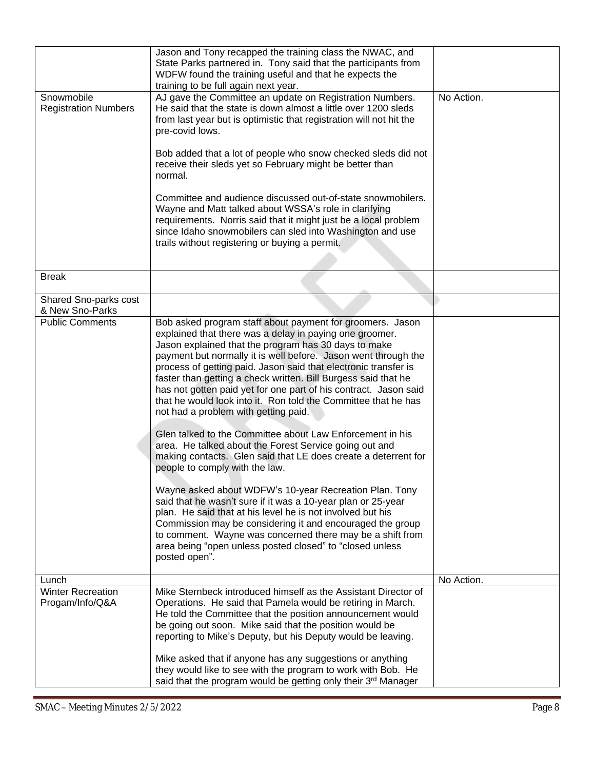| | | |
|---|---|---|
| | Jason and Tony recapped the training class the NWAC, and State Parks partnered in. Tony said that the participants from WDFW found the training useful and that he expects the training to be full again next year. | |
| Snowmobile Registration Numbers | AJ gave the Committee an update on Registration Numbers. He said that the state is down almost a little over 1200 sleds from last year but is optimistic that registration will not hit the pre-covid lows.<br><br>Bob added that a lot of people who snow checked sleds did not receive their sleds yet so February might be better than normal.<br><br>Committee and audience discussed out-of-state snowmobilers. Wayne and Matt talked about WSSA's role in clarifying requirements. Norris said that it might just be a local problem since Idaho snowmobilers can sled into Washington and use trails without registering or buying a permit. | No Action. |
| Break | | |
| Shared Sno-parks cost & New Sno-Parks | | |
| Public Comments | Bob asked program staff about payment for groomers. Jason explained that there was a delay in paying one groomer. Jason explained that the program has 30 days to make payment but normally it is well before. Jason went through the process of getting paid. Jason said that electronic transfer is faster than getting a check written. Bill Burgess said that he has not gotten paid yet for one part of his contract. Jason said that he would look into it. Ron told the Committee that he has not had a problem with getting paid.<br><br>Glen talked to the Committee about Law Enforcement in his area. He talked about the Forest Service going out and making contacts. Glen said that LE does create a deterrent for people to comply with the law.<br><br>Wayne asked about WDFW's 10-year Recreation Plan. Tony said that he wasn't sure if it was a 10-year plan or 25-year plan. He said that at his level he is not involved but his Commission may be considering it and encouraged the group to comment. Wayne was concerned there may be a shift from area being "open unless posted closed" to "closed unless posted open". | |
| Lunch | | No Action. |
| Winter Recreation Progam/Info/Q&A | Mike Sternbeck introduced himself as the Assistant Director of Operations. He said that Pamela would be retiring in March. He told the Committee that the position announcement would be going out soon. Mike said that the position would be reporting to Mike's Deputy, but his Deputy would be leaving.<br><br>Mike asked that if anyone has any suggestions or anything they would like to see with the program to work with Bob. He said that the program would be getting only their 3rd Manager | |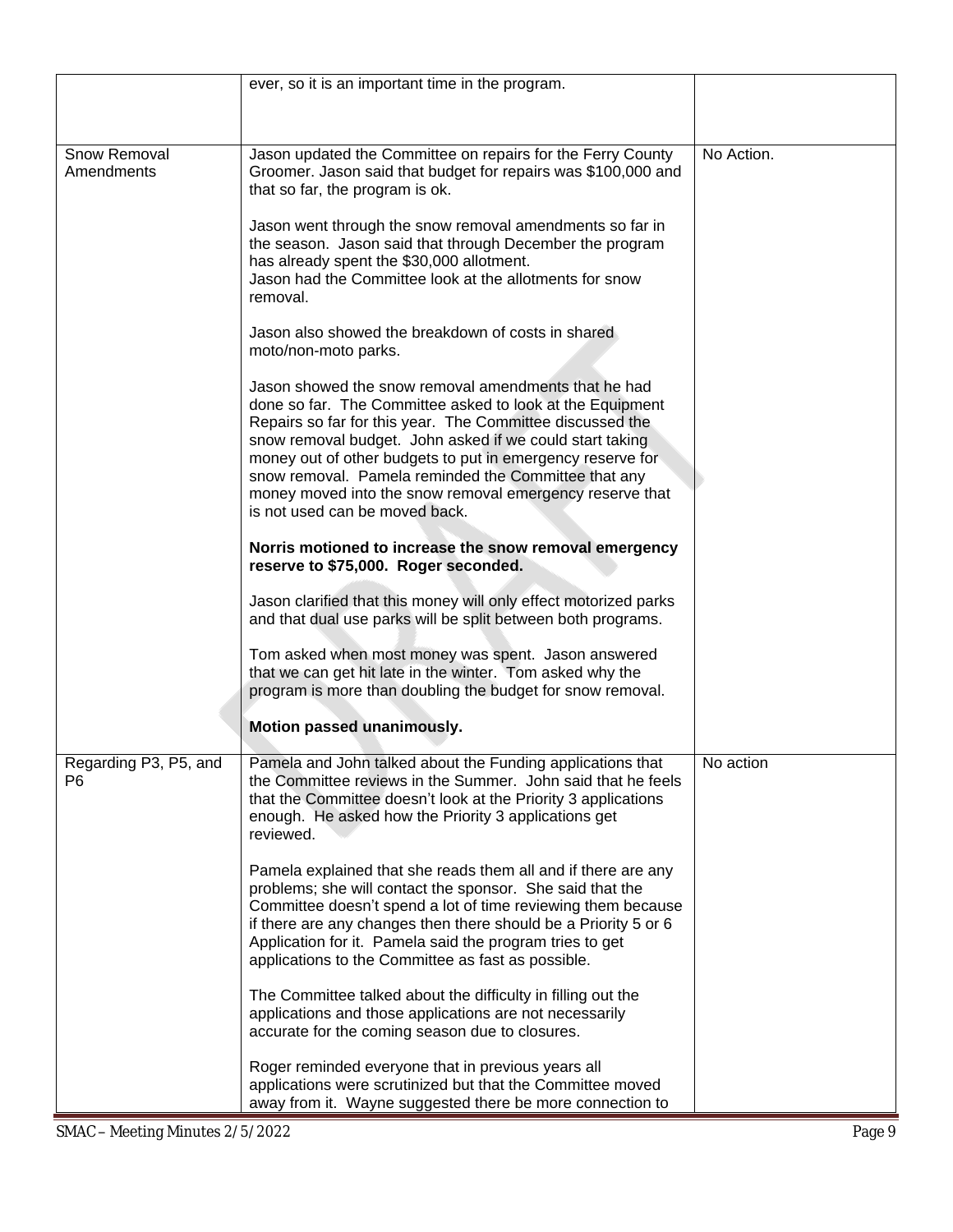|  |  |  |
|---|---|---|
|  | ever, so it is an important time in the program. |  |
| Snow Removal Amendments | Jason updated the Committee on repairs for the Ferry County Groomer. Jason said that budget for repairs was $100,000 and that so far, the program is ok.<br><br>Jason went through the snow removal amendments so far in the season. Jason said that through December the program has already spent the $30,000 allotment.<br>Jason had the Committee look at the allotments for snow removal.<br><br>Jason also showed the breakdown of costs in shared moto/non-moto parks.<br><br>Jason showed the snow removal amendments that he had done so far. The Committee asked to look at the Equipment Repairs so far for this year. The Committee discussed the snow removal budget. John asked if we could start taking money out of other budgets to put in emergency reserve for snow removal. Pamela reminded the Committee that any money moved into the snow removal emergency reserve that is not used can be moved back.<br><br>**Norris motioned to increase the snow removal emergency reserve to $75,000. Roger seconded.**<br><br>Jason clarified that this money will only effect motorized parks and that dual use parks will be split between both programs.<br><br>Tom asked when most money was spent. Jason answered that we can get hit late in the winter. Tom asked why the program is more than doubling the budget for snow removal.<br><br>**Motion passed unanimously.** | No Action. |
| Regarding P3, P5, and P6 | Pamela and John talked about the Funding applications that the Committee reviews in the Summer. John said that he feels that the Committee doesn't look at the Priority 3 applications enough. He asked how the Priority 3 applications get reviewed.<br><br>Pamela explained that she reads them all and if there are any problems; she will contact the sponsor. She said that the Committee doesn't spend a lot of time reviewing them because if there are any changes then there should be a Priority 5 or 6 Application for it. Pamela said the program tries to get applications to the Committee as fast as possible.<br><br>The Committee talked about the difficulty in filling out the applications and those applications are not necessarily accurate for the coming season due to closures.<br><br>Roger reminded everyone that in previous years all applications were scrutinized but that the Committee moved away from it. Wayne suggested there be more connection to | No action |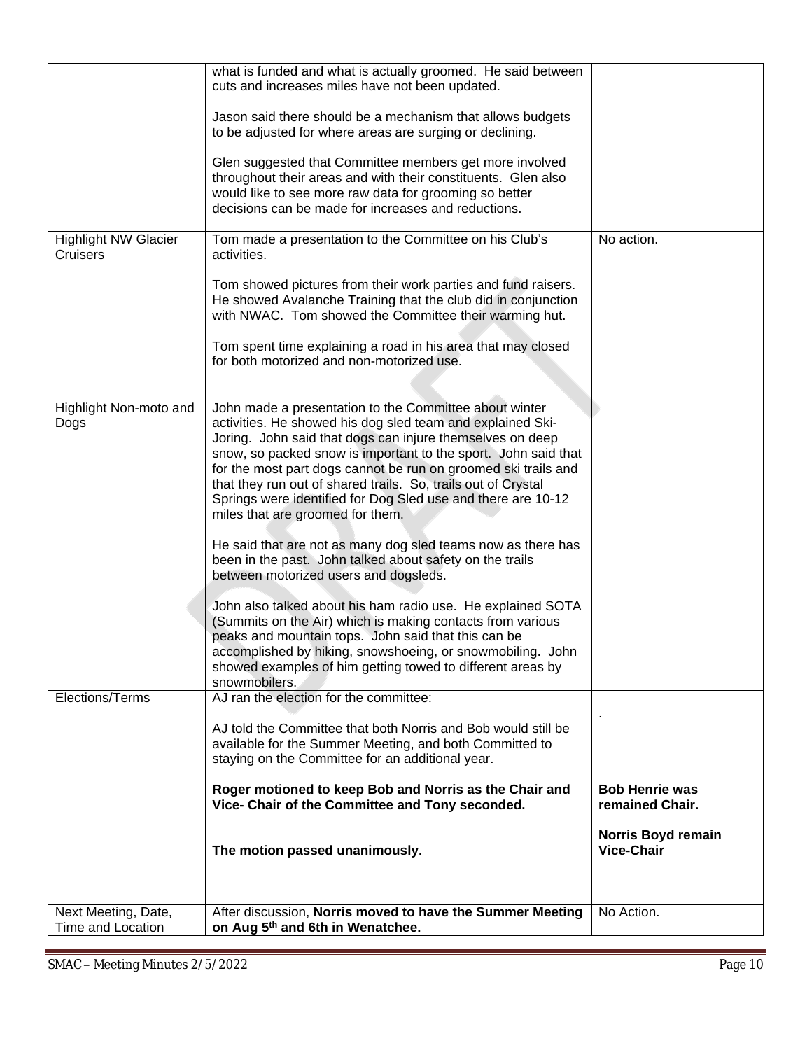| | | |
|---|---|---|
| | what is funded and what is actually groomed. He said between cuts and increases miles have not been updated.<br><br>Jason said there should be a mechanism that allows budgets to be adjusted for where areas are surging or declining.<br><br>Glen suggested that Committee members get more involved throughout their areas and with their constituents. Glen also would like to see more raw data for grooming so better decisions can be made for increases and reductions. | |
| Highlight NW Glacier Cruisers | Tom made a presentation to the Committee on his Club's activities.<br><br>Tom showed pictures from their work parties and fund raisers. He showed Avalanche Training that the club did in conjunction with NWAC. Tom showed the Committee their warming hut.<br><br>Tom spent time explaining a road in his area that may closed for both motorized and non-motorized use. | No action. |
| Highlight Non-moto and Dogs | John made a presentation to the Committee about winter activities. He showed his dog sled team and explained Ski-Joring. John said that dogs can injure themselves on deep snow, so packed snow is important to the sport. John said that for the most part dogs cannot be run on groomed ski trails and that they run out of shared trails. So, trails out of Crystal Springs were identified for Dog Sled use and there are 10-12 miles that are groomed for them.<br><br>He said that are not as many dog sled teams now as there has been in the past. John talked about safety on the trails between motorized users and dogsleds.<br><br>John also talked about his ham radio use. He explained SOTA (Summits on the Air) which is making contacts from various peaks and mountain tops. John said that this can be accomplished by hiking, snowshoeing, or snowmobiling. John showed examples of him getting towed to different areas by snowmobilers. | |
| Elections/Terms | AJ ran the election for the committee:<br><br>AJ told the Committee that both Norris and Bob would still be available for the Summer Meeting, and both Committed to staying on the Committee for an additional year.<br><br>**Roger motioned to keep Bob and Norris as the Chair and Vice- Chair of the Committee and Tony seconded.**<br><br>**The motion passed unanimously.** | .<br><br>**Bob Henrie was remained Chair.**<br><br>**Norris Boyd remain Vice-Chair** |
| Next Meeting, Date, Time and Location | After discussion, **Norris moved to have the Summer Meeting on Aug 5th and 6th in Wenatchee.** | No Action. |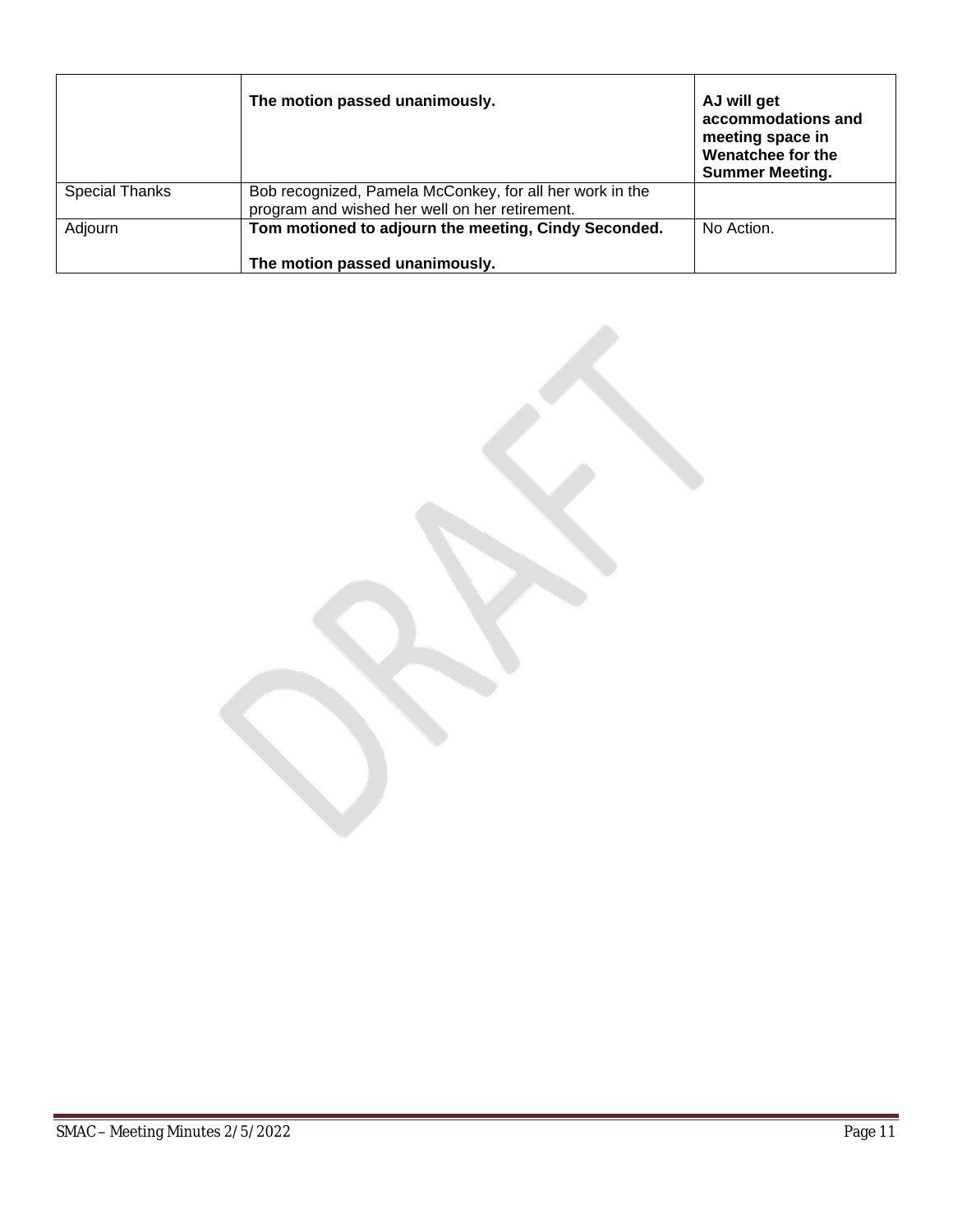| | | |
|---|---|---|
| | **The motion passed unanimously.** | **AJ will get accommodations and meeting space in Wenatchee for the Summer Meeting.** |
| Special Thanks | Bob recognized, Pamela McConkey, for all her work in the program and wished her well on her retirement. | |
| Adjourn | **Tom motioned to adjourn the meeting, Cindy Seconded.**<br><br>**The motion passed unanimously.** | No Action. |